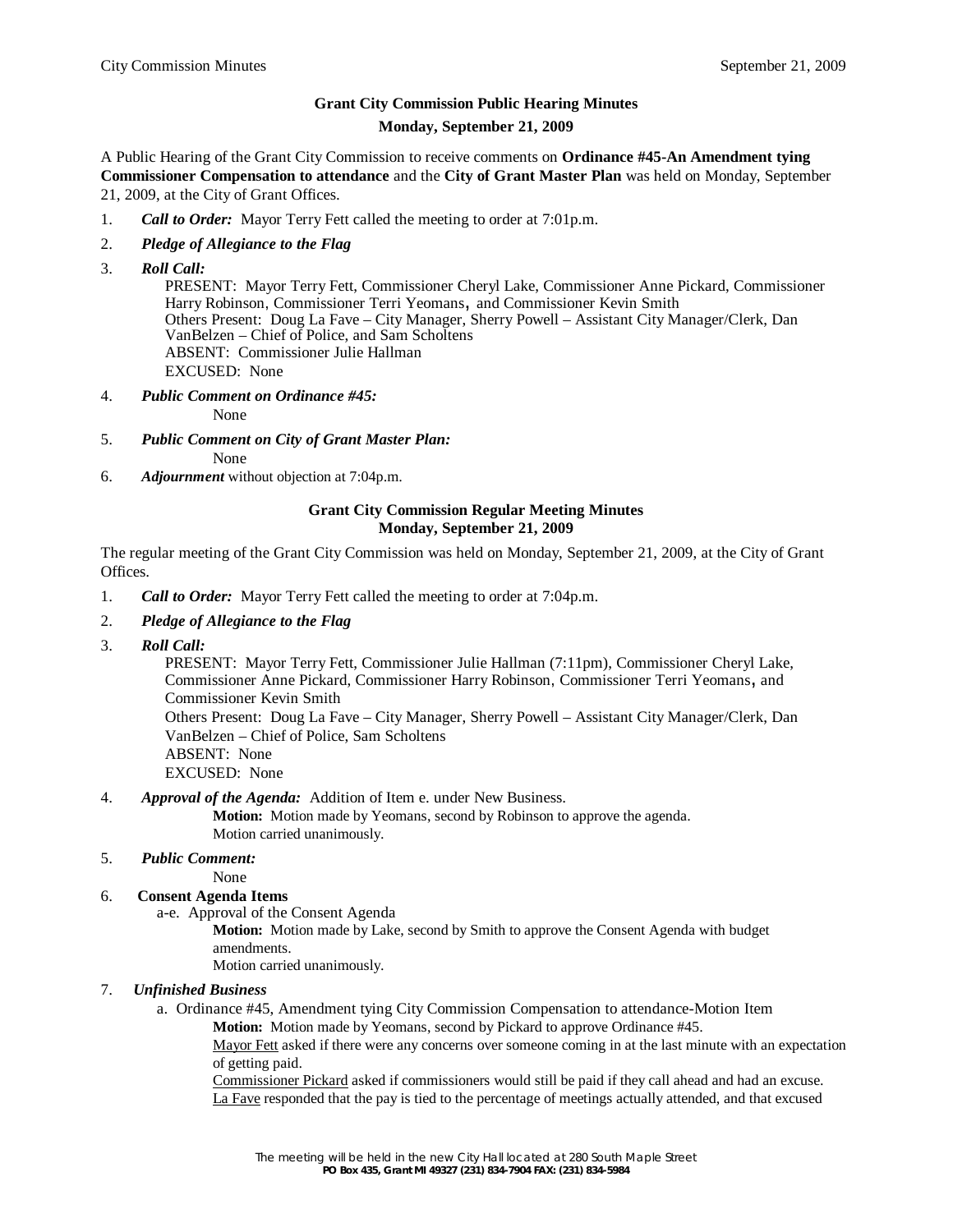## Grant City Commission Public Hearing Minutes

**Monday, September 21, 2009**

A Public Hearing of the Grant City Commission to receive comments on **Ordinance #45-An Amendment tying Commissioner Compensation to attendance** and the **City of Grant Master Plan** was held on Monday, September 21, 2009, at the City of Grant Offices.

1. ***Call to Order:*** Mayor Terry Fett called the meeting to order at 7:01p.m.
2. ***Pledge of Allegiance to the Flag***
3. ***Roll Call:***
   PRESENT: Mayor Terry Fett, Commissioner Cheryl Lake, Commissioner Anne Pickard, Commissioner Harry Robinson, Commissioner Terri Yeomans, and Commissioner Kevin Smith
   Others Present: Doug La Fave – City Manager, Sherry Powell – Assistant City Manager/Clerk, Dan VanBelzen – Chief of Police, and Sam Scholtens
   ABSENT: Commissioner Julie Hallman
   EXCUSED: None
4. ***Public Comment on Ordinance #45:***
   None
5. ***Public Comment on City of Grant Master Plan:***
   None
6. ***Adjournment*** without objection at 7:04p.m.

## Grant City Commission Regular Meeting Minutes

**Monday, September 21, 2009**

The regular meeting of the Grant City Commission was held on Monday, September 21, 2009, at the City of Grant Offices.

1. ***Call to Order:*** Mayor Terry Fett called the meeting to order at 7:04p.m.
2. ***Pledge of Allegiance to the Flag***
3. ***Roll Call:***
   PRESENT: Mayor Terry Fett, Commissioner Julie Hallman (7:11pm), Commissioner Cheryl Lake, Commissioner Anne Pickard, Commissioner Harry Robinson, Commissioner Terri Yeomans, and Commissioner Kevin Smith
   Others Present: Doug La Fave – City Manager, Sherry Powell – Assistant City Manager/Clerk, Dan VanBelzen – Chief of Police, Sam Scholtens
   ABSENT: None
   EXCUSED: None
4. ***Approval of the Agenda:*** Addition of Item e. under New Business.
   **Motion:** Motion made by Yeomans, second by Robinson to approve the agenda.
   Motion carried unanimously.
5. ***Public Comment:***
   None
6. **Consent Agenda Items**
   a-e. Approval of the Consent Agenda
   **Motion:** Motion made by Lake, second by Smith to approve the Consent Agenda with budget amendments.
   Motion carried unanimously.
7. ***Unfinished Business***
   a. Ordinance #45, Amendment tying City Commission Compensation to attendance-Motion Item
   **Motion:** Motion made by Yeomans, second by Pickard to approve Ordinance #45.
   Mayor Fett asked if there were any concerns over someone coming in at the last minute with an expectation of getting paid.
   Commissioner Pickard asked if commissioners would still be paid if they call ahead and had an excuse.
   La Fave responded that the pay is tied to the percentage of meetings actually attended, and that excused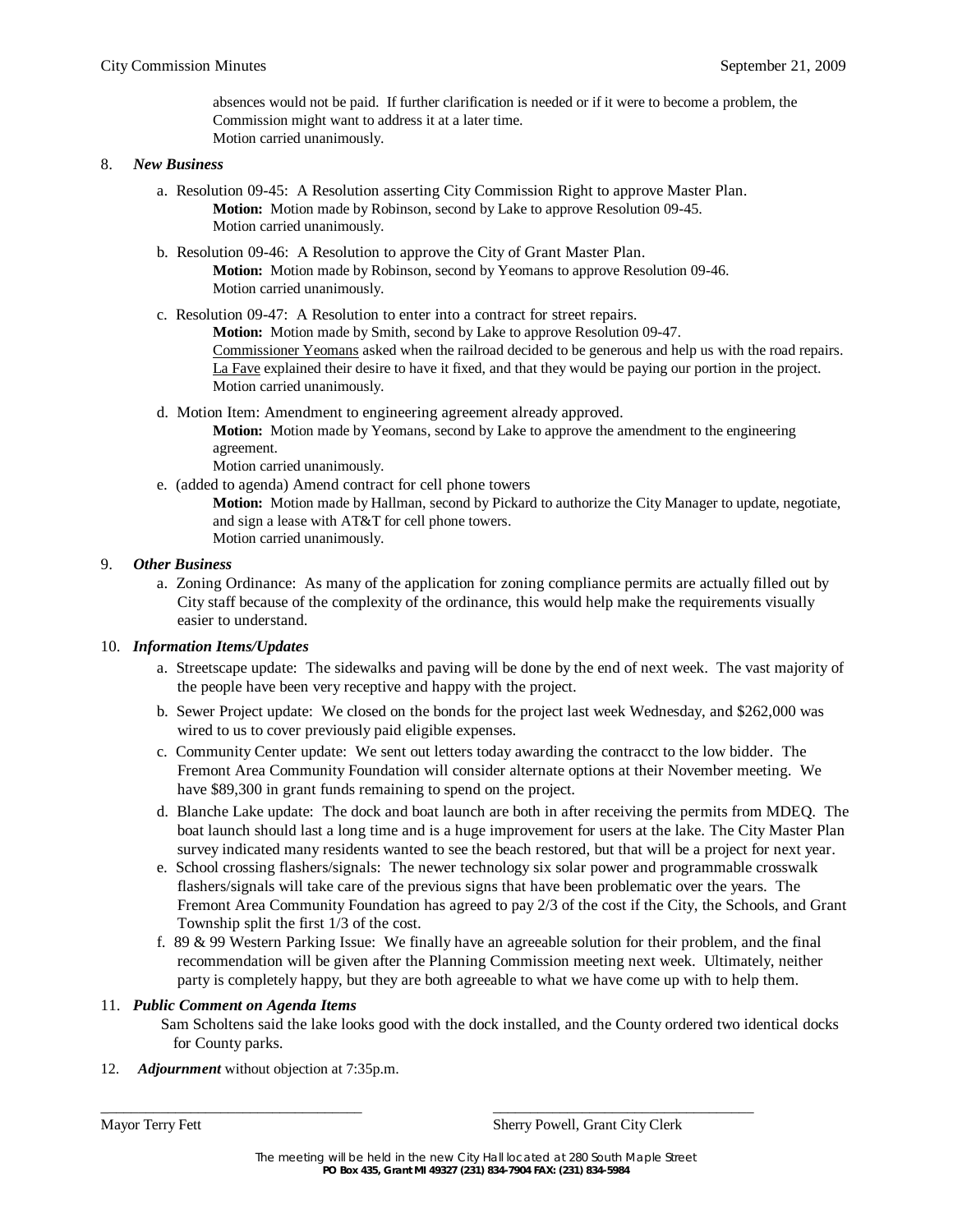absences would not be paid. If further clarification is needed or if it were to become a problem, the Commission might want to address it at a later time.
Motion carried unanimously.

8. ***New Business***

   a. Resolution 09-45: A Resolution asserting City Commission Right to approve Master Plan.
      **Motion:** Motion made by Robinson, second by Lake to approve Resolution 09-45.
      Motion carried unanimously.

   b. Resolution 09-46: A Resolution to approve the City of Grant Master Plan.
      **Motion:** Motion made by Robinson, second by Yeomans to approve Resolution 09-46.
      Motion carried unanimously.

   c. Resolution 09-47: A Resolution to enter into a contract for street repairs.
      **Motion:** Motion made by Smith, second by Lake to approve Resolution 09-47.
      Commissioner Yeomans asked when the railroad decided to be generous and help us with the road repairs.
      La Fave explained their desire to have it fixed, and that they would be paying our portion in the project.
      Motion carried unanimously.

   d. Motion Item: Amendment to engineering agreement already approved.
      **Motion:** Motion made by Yeomans, second by Lake to approve the amendment to the engineering agreement.
      Motion carried unanimously.

   e. (added to agenda) Amend contract for cell phone towers
      **Motion:** Motion made by Hallman, second by Pickard to authorize the City Manager to update, negotiate, and sign a lease with AT&T for cell phone towers.
      Motion carried unanimously.

9. ***Other Business***

   a. Zoning Ordinance: As many of the application for zoning compliance permits are actually filled out by City staff because of the complexity of the ordinance, this would help make the requirements visually easier to understand.

10. ***Information Items/Updates***

   a. Streetscape update: The sidewalks and paving will be done by the end of next week. The vast majority of the people have been very receptive and happy with the project.

   b. Sewer Project update: We closed on the bonds for the project last week Wednesday, and $262,000 was wired to us to cover previously paid eligible expenses.

   c. Community Center update: We sent out letters today awarding the contracct to the low bidder. The Fremont Area Community Foundation will consider alternate options at their November meeting. We have $89,300 in grant funds remaining to spend on the project.

   d. Blanche Lake update: The dock and boat launch are both in after receiving the permits from MDEQ. The boat launch should last a long time and is a huge improvement for users at the lake. The City Master Plan survey indicated many residents wanted to see the beach restored, but that will be a project for next year.

   e. School crossing flashers/signals: The newer technology six solar power and programmable crosswalk flashers/signals will take care of the previous signs that have been problematic over the years. The Fremont Area Community Foundation has agreed to pay 2/3 of the cost if the City, the Schools, and Grant Township split the first 1/3 of the cost.

   f. 89 & 99 Western Parking Issue: We finally have an agreeable solution for their problem, and the final recommendation will be given after the Planning Commission meeting next week. Ultimately, neither party is completely happy, but they are both agreeable to what we have come up with to help them.

11. ***Public Comment on Agenda Items***

   Sam Scholtens said the lake looks good with the dock installed, and the County ordered two identical docks for County parks.

12. ***Adjournment*** without objection at 7:35p.m.

\_\_\_\_\_\_\_\_\_\_\_\_\_\_\_\_\_\_\_\_\_\_\_\_\_\_\_\_\_\_\_\_\_\_\_
Mayor Terry Fett

\_\_\_\_\_\_\_\_\_\_\_\_\_\_\_\_\_\_\_\_\_\_\_\_\_\_\_\_\_\_\_\_\_\_\_
Sherry Powell, Grant City Clerk

*The meeting will be held in the new City Hall located at 280 South Maple Street*
**PO Box 435, Grant MI 49327 (231) 834-7904 FAX: (231) 834-5984**